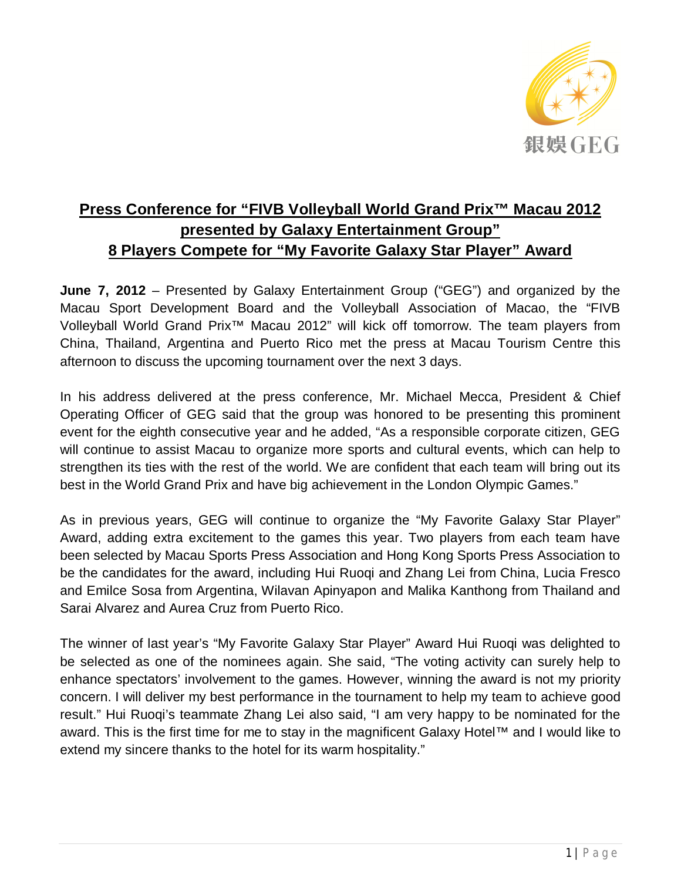# Press Conference for "FIVB Volleyball World Grand Prix™ Macau 2012 presented by Galaxy Entertainment Group"

## 8 Players Compete for "My Favorite Galaxy Star Player" Award

**June 7, 2012** – Presented by Galaxy Entertainment Group ("GEG") and organized by the Macau Sport Development Board and the Volleyball Association of Macao, the "FIVB Volleyball World Grand Prix™ Macau 2012" will kick off tomorrow. The team players from China, Thailand, Argentina and Puerto Rico met the press at Macau Tourism Centre this afternoon to discuss the upcoming tournament over the next 3 days.

In his address delivered at the press conference, Mr. Michael Mecca, President & Chief Operating Officer of GEG said that the group was honored to be presenting this prominent event for the eighth consecutive year and he added, "As a responsible corporate citizen, GEG will continue to assist Macau to organize more sports and cultural events, which can help to strengthen its ties with the rest of the world. We are confident that each team will bring out its best in the World Grand Prix and have big achievement in the London Olympic Games."

As in previous years, GEG will continue to organize the "My Favorite Galaxy Star Player" Award, adding extra excitement to the games this year. Two players from each team have been selected by Macau Sports Press Association and Hong Kong Sports Press Association to be the candidates for the award, including Hui Ruoqi and Zhang Lei from China, Lucia Fresco and Emilce Sosa from Argentina, Wilavan Apinyapon and Malika Kanthong from Thailand and Sarai Alvarez and Aurea Cruz from Puerto Rico.

The winner of last year's "My Favorite Galaxy Star Player" Award Hui Ruoqi was delighted to be selected as one of the nominees again. She said, "The voting activity can surely help to enhance spectators' involvement to the games. However, winning the award is not my priority concern. I will deliver my best performance in the tournament to help my team to achieve good result." Hui Ruoqi's teammate Zhang Lei also said, "I am very happy to be nominated for the award. This is the first time for me to stay in the magnificent Galaxy Hotel™ and I would like to extend my sincere thanks to the hotel for its warm hospitality."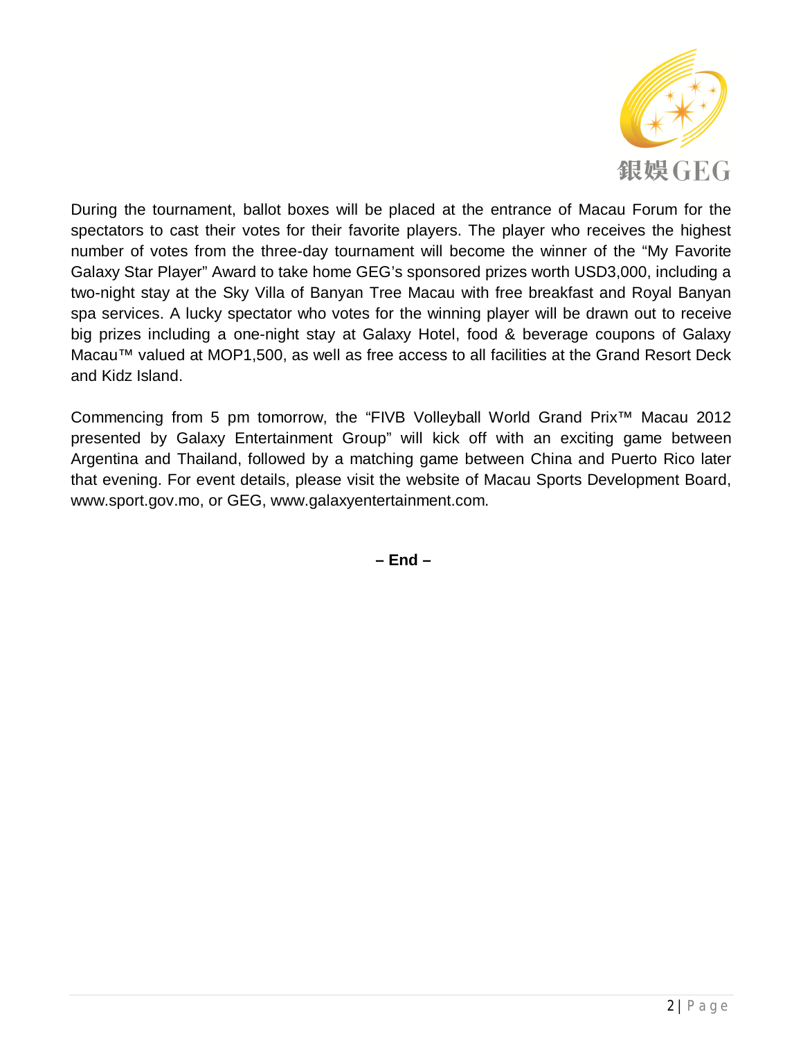During the tournament, ballot boxes will be placed at the entrance of Macau Forum for the spectators to cast their votes for their favorite players. The player who receives the highest number of votes from the three-day tournament will become the winner of the "My Favorite Galaxy Star Player" Award to take home GEG's sponsored prizes worth USD3,000, including a two-night stay at the Sky Villa of Banyan Tree Macau with free breakfast and Royal Banyan spa services. A lucky spectator who votes for the winning player will be drawn out to receive big prizes including a one-night stay at Galaxy Hotel, food & beverage coupons of Galaxy Macau™ valued at MOP1,500, as well as free access to all facilities at the Grand Resort Deck and Kidz Island.

Commencing from 5 pm tomorrow, the "FIVB Volleyball World Grand Prix™ Macau 2012 presented by Galaxy Entertainment Group" will kick off with an exciting game between Argentina and Thailand, followed by a matching game between China and Puerto Rico later that evening. For event details, please visit the website of Macau Sports Development Board, www.sport.gov.mo, or GEG, www.galaxyentertainment.com.

**– End –**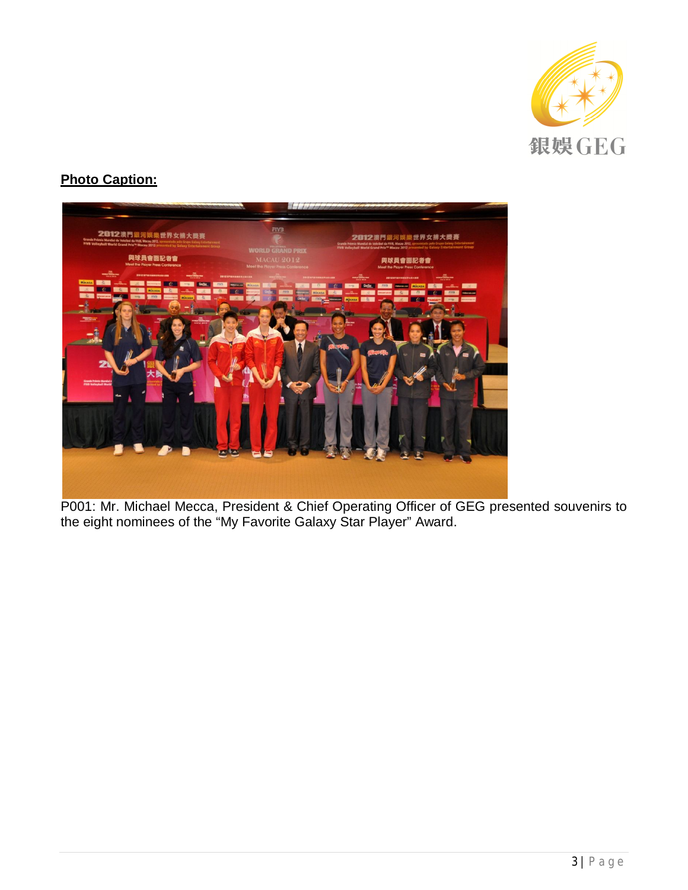**Photo Caption:**

P001: Mr. Michael Mecca, President & Chief Operating Officer of GEG presented souvenirs to the eight nominees of the "My Favorite Galaxy Star Player" Award.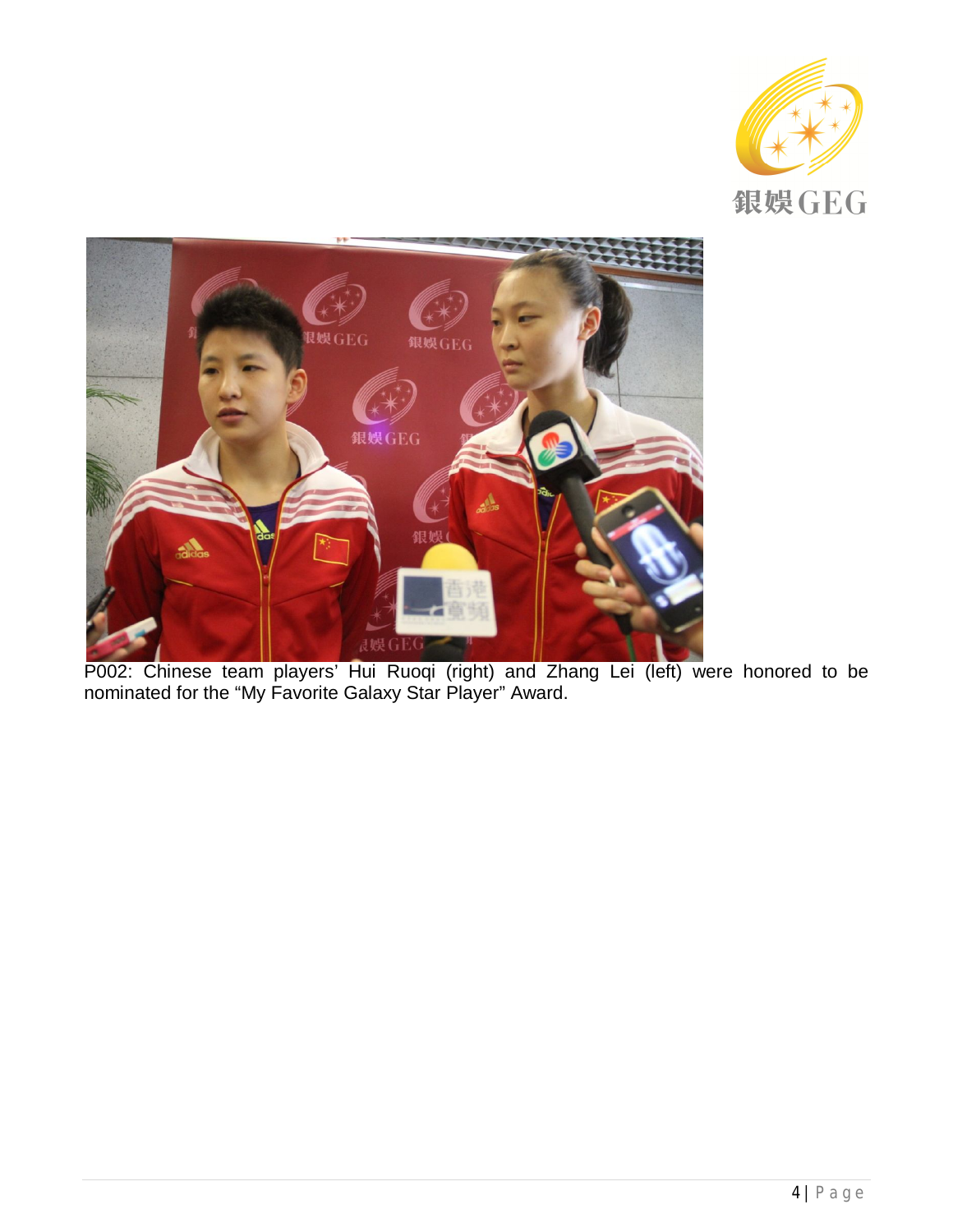P002: Chinese team players' Hui Ruoqi (right) and Zhang Lei (left) were honored to be nominated for the "My Favorite Galaxy Star Player" Award.